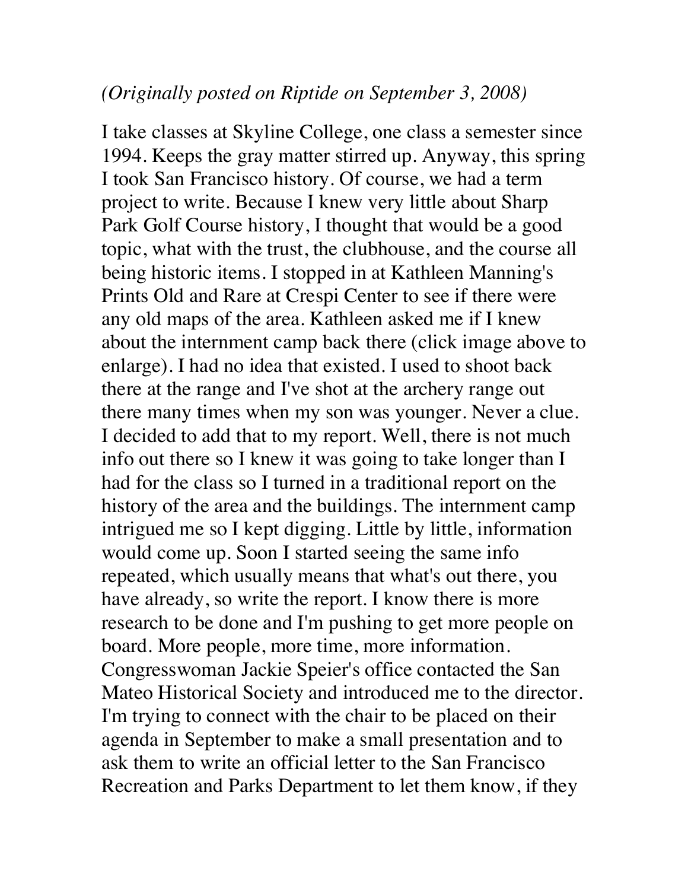*(Originally posted on Riptide on September 3, 2008)*

I take classes at Skyline College, one class a semester since 1994. Keeps the gray matter stirred up. Anyway, this spring I took San Francisco history. Of course, we had a term project to write. Because I knew very little about Sharp Park Golf Course history, I thought that would be a good topic, what with the trust, the clubhouse, and the course all being historic items. I stopped in at Kathleen Manning's Prints Old and Rare at Crespi Center to see if there were any old maps of the area. Kathleen asked me if I knew about the internment camp back there (click image above to enlarge). I had no idea that existed. I used to shoot back there at the range and I've shot at the archery range out there many times when my son was younger. Never a clue. I decided to add that to my report. Well, there is not much info out there so I knew it was going to take longer than I had for the class so I turned in a traditional report on the history of the area and the buildings. The internment camp intrigued me so I kept digging. Little by little, information would come up. Soon I started seeing the same info repeated, which usually means that what's out there, you have already, so write the report. I know there is more research to be done and I'm pushing to get more people on board. More people, more time, more information. Congresswoman Jackie Speier's office contacted the San Mateo Historical Society and introduced me to the director. I'm trying to connect with the chair to be placed on their agenda in September to make a small presentation and to ask them to write an official letter to the San Francisco Recreation and Parks Department to let them know, if they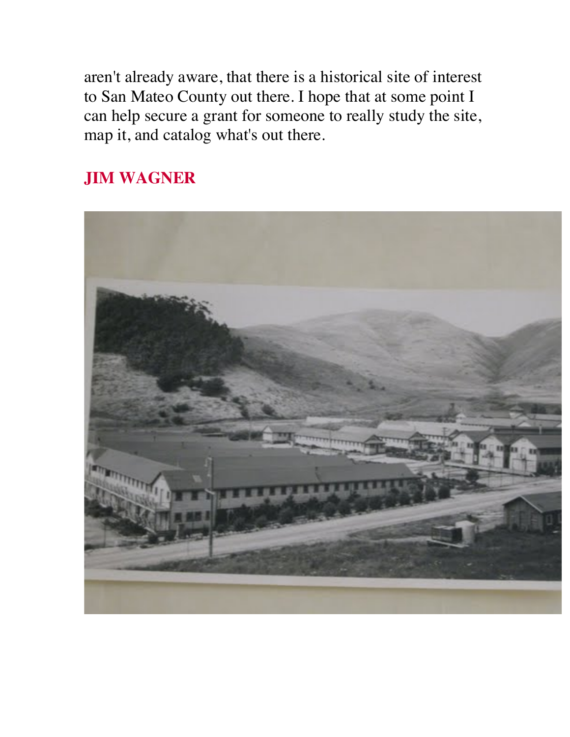aren't already aware, that there is a historical site of interest to San Mateo County out there. I hope that at some point I can help secure a grant for someone to really study the site, map it, and catalog what's out there.

**JIM WAGNER**